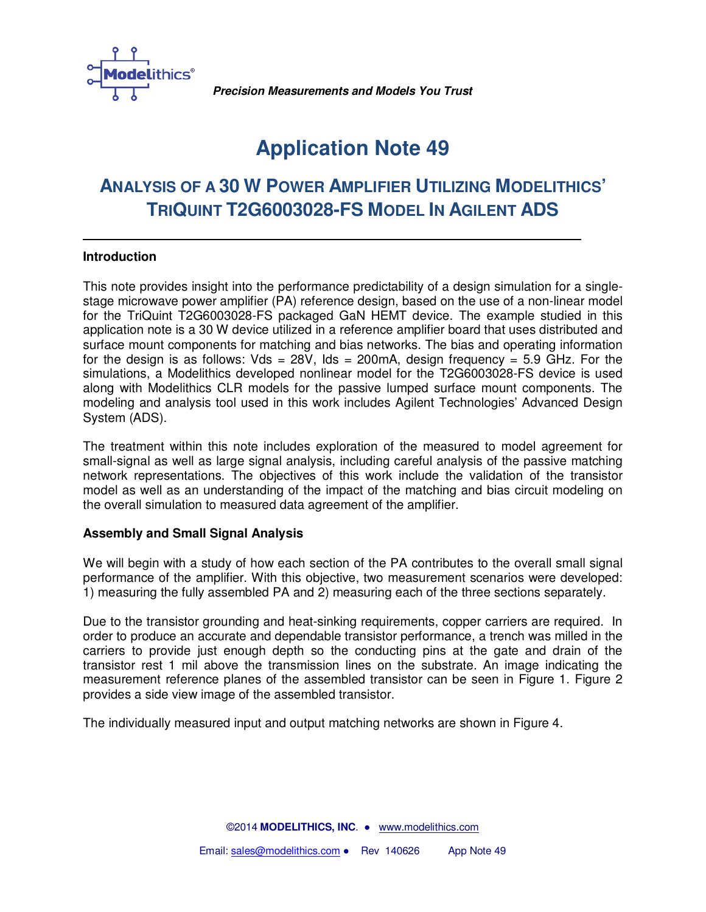*Precision Measurements and Models You Trust*

# Application Note 49

## ANALYSIS OF A 30 W POWER AMPLIFIER UTILIZING MODELITHICS' TRIQUINT T2G6003028-FS MODEL IN AGILENT ADS

---

### Introduction

This note provides insight into the performance predictability of a design simulation for a single-stage microwave power amplifier (PA) reference design, based on the use of a non-linear model for the TriQuint T2G6003028-FS packaged GaN HEMT device. The example studied in this application note is a 30 W device utilized in a reference amplifier board that uses distributed and surface mount components for matching and bias networks. The bias and operating information for the design is as follows: Vds = 28V, Ids = 200mA, design frequency = 5.9 GHz. For the simulations, a Modelithics developed nonlinear model for the T2G6003028-FS device is used along with Modelithics CLR models for the passive lumped surface mount components. The modeling and analysis tool used in this work includes Agilent Technologies' Advanced Design System (ADS).

The treatment within this note includes exploration of the measured to model agreement for small-signal as well as large signal analysis, including careful analysis of the passive matching network representations. The objectives of this work include the validation of the transistor model as well as an understanding of the impact of the matching and bias circuit modeling on the overall simulation to measured data agreement of the amplifier.

### Assembly and Small Signal Analysis

We will begin with a study of how each section of the PA contributes to the overall small signal performance of the amplifier. With this objective, two measurement scenarios were developed: 1) measuring the fully assembled PA and 2) measuring each of the three sections separately.

Due to the transistor grounding and heat-sinking requirements, copper carriers are required. In order to produce an accurate and dependable transistor performance, a trench was milled in the carriers to provide just enough depth so the conducting pins at the gate and drain of the transistor rest 1 mil above the transmission lines on the substrate. An image indicating the measurement reference planes of the assembled transistor can be seen in Figure 1. Figure 2 provides a side view image of the assembled transistor.

The individually measured input and output matching networks are shown in Figure 4.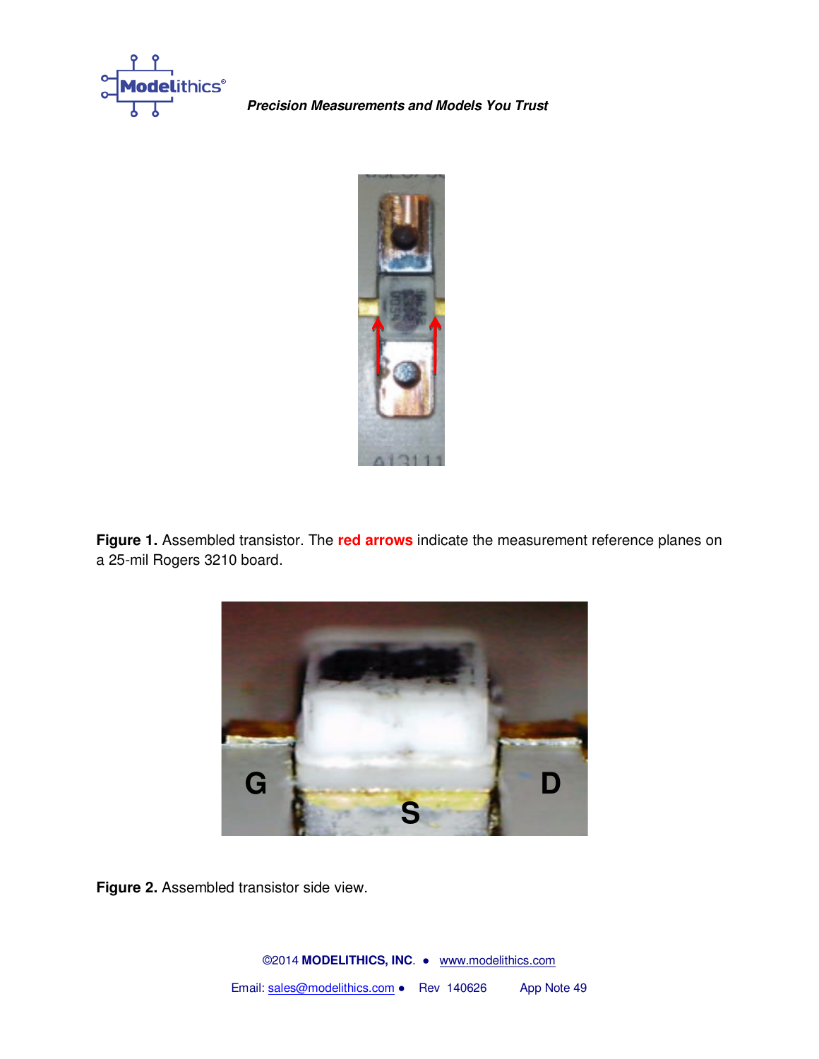**Figure 1.** Assembled transistor. The **red arrows** indicate the measurement reference planes on a 25-mil Rogers 3210 board.

**Figure 2.** Assembled transistor side view.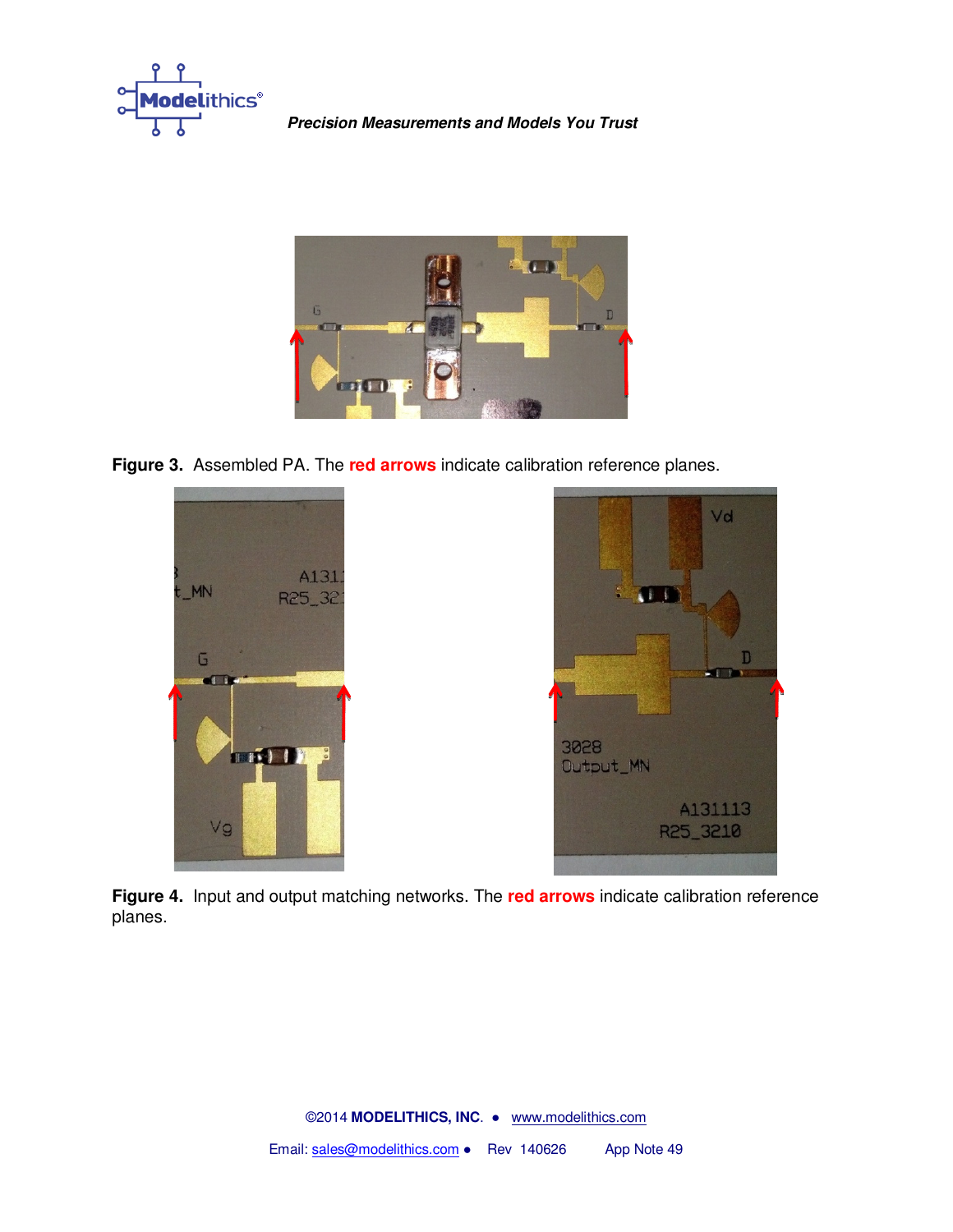**Figure 3.** Assembled PA. The **red arrows** indicate calibration reference planes.

**Figure 4.** Input and output matching networks. The **red arrows** indicate calibration reference planes.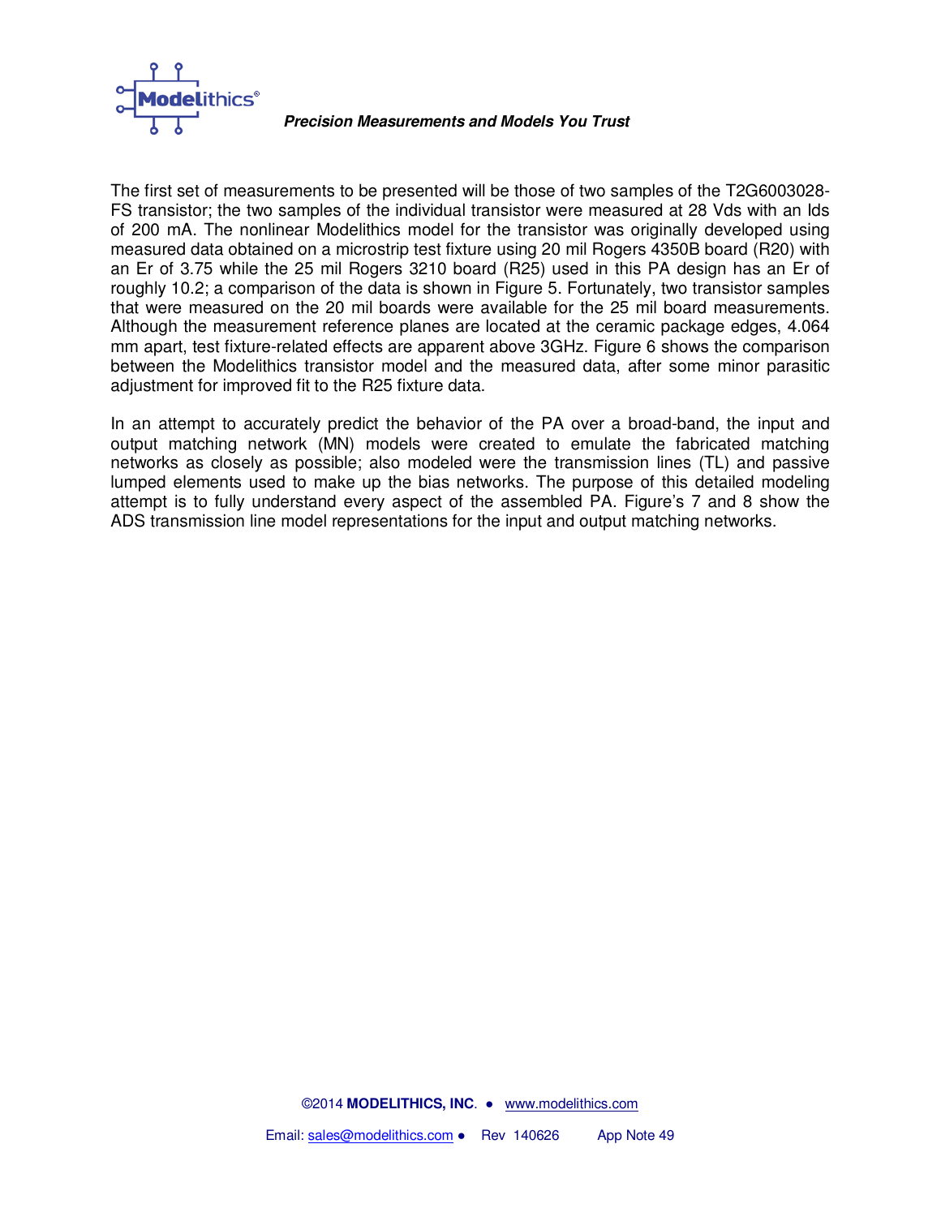The first set of measurements to be presented will be those of two samples of the T2G6003028-FS transistor; the two samples of the individual transistor were measured at 28 Vds with an Ids of 200 mA. The nonlinear Modelithics model for the transistor was originally developed using measured data obtained on a microstrip test fixture using 20 mil Rogers 4350B board (R20) with an Er of 3.75 while the 25 mil Rogers 3210 board (R25) used in this PA design has an Er of roughly 10.2; a comparison of the data is shown in Figure 5. Fortunately, two transistor samples that were measured on the 20 mil boards were available for the 25 mil board measurements. Although the measurement reference planes are located at the ceramic package edges, 4.064 mm apart, test fixture-related effects are apparent above 3GHz. Figure 6 shows the comparison between the Modelithics transistor model and the measured data, after some minor parasitic adjustment for improved fit to the R25 fixture data.

In an attempt to accurately predict the behavior of the PA over a broad-band, the input and output matching network (MN) models were created to emulate the fabricated matching networks as closely as possible; also modeled were the transmission lines (TL) and passive lumped elements used to make up the bias networks. The purpose of this detailed modeling attempt is to fully understand every aspect of the assembled PA. Figure's 7 and 8 show the ADS transmission line model representations for the input and output matching networks.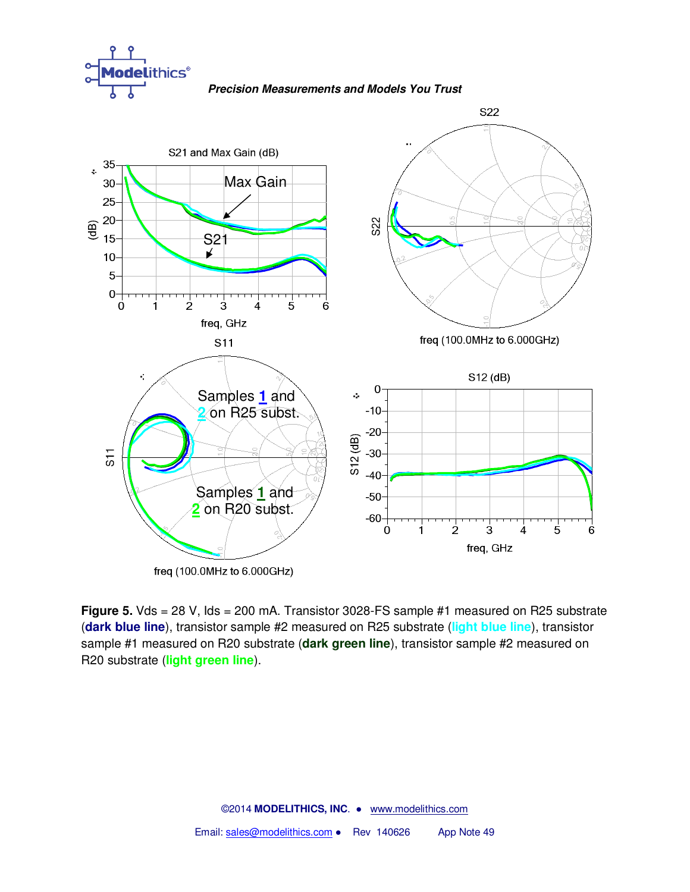**Figure 5.** Vds = 28 V, Ids = 200 mA. Transistor 3028-FS sample #1 measured on R25 substrate (**dark blue line**), transistor sample #2 measured on R25 substrate (**light blue line**), transistor sample #1 measured on R20 substrate (**dark green line**), transistor sample #2 measured on R20 substrate (**light green line**).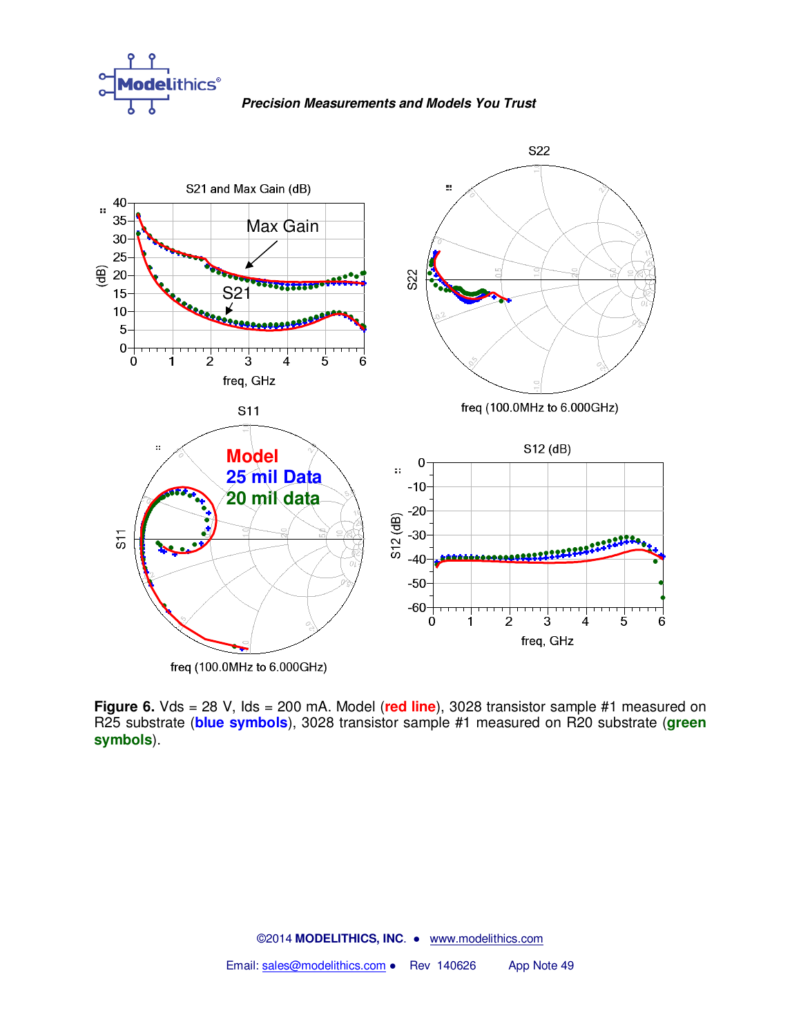**Figure 6.** Vds = 28 V, Ids = 200 mA. Model (**red line**), 3028 transistor sample #1 measured on R25 substrate (**blue symbols**), 3028 transistor sample #1 measured on R20 substrate (**green symbols**).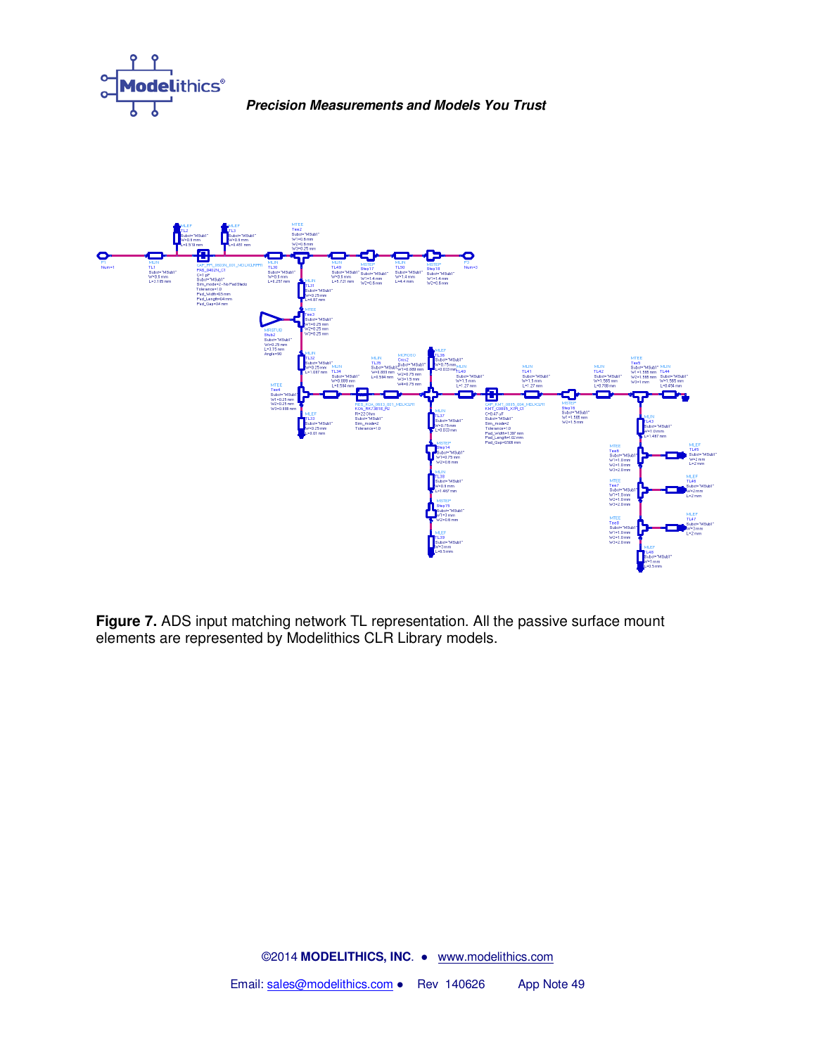**Figure 7.** ADS input matching network TL representation. All the passive surface mount elements are represented by Modelithics CLR Library models.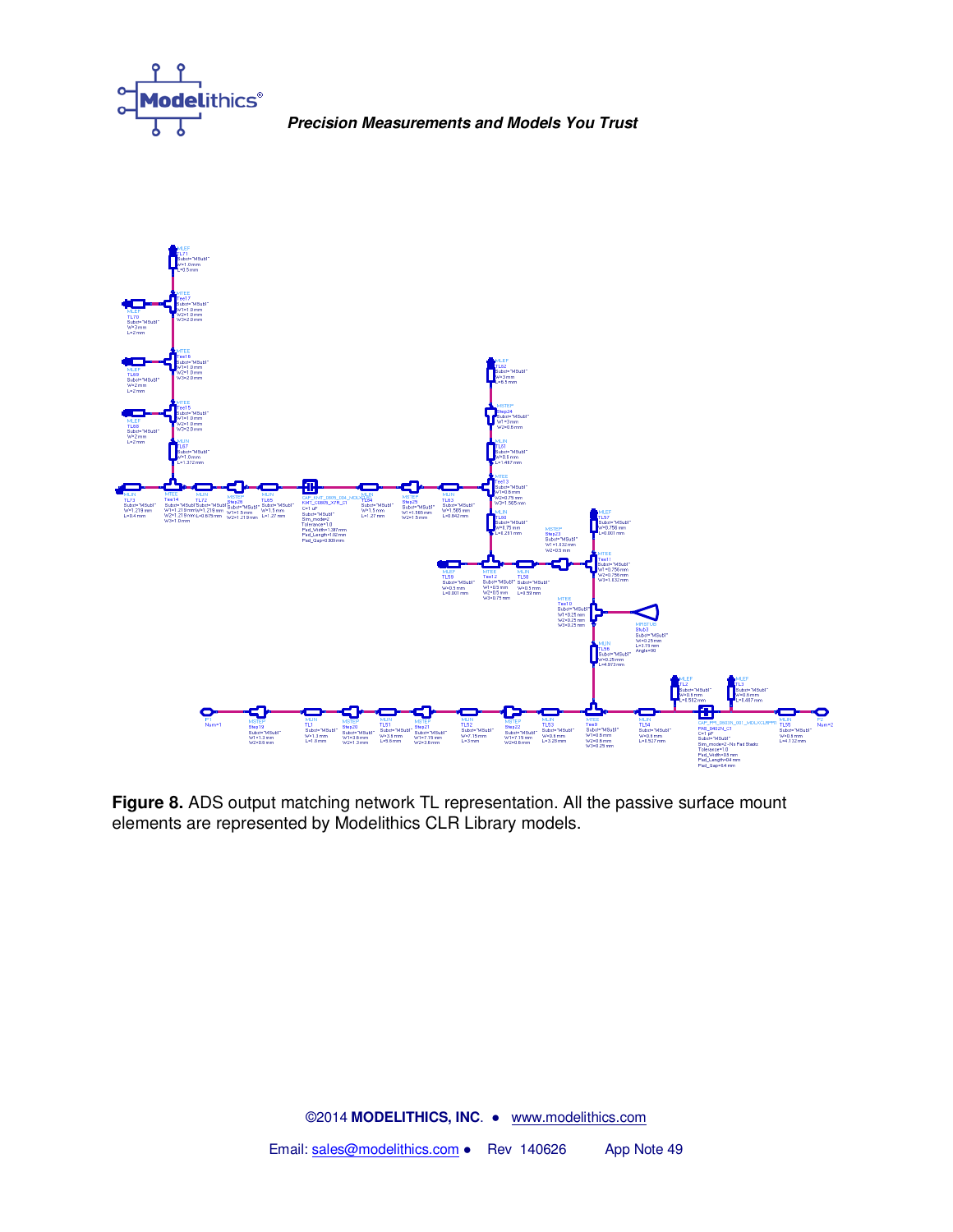**Figure 8.** ADS output matching network TL representation. All the passive surface mount elements are represented by Modelithics CLR Library models.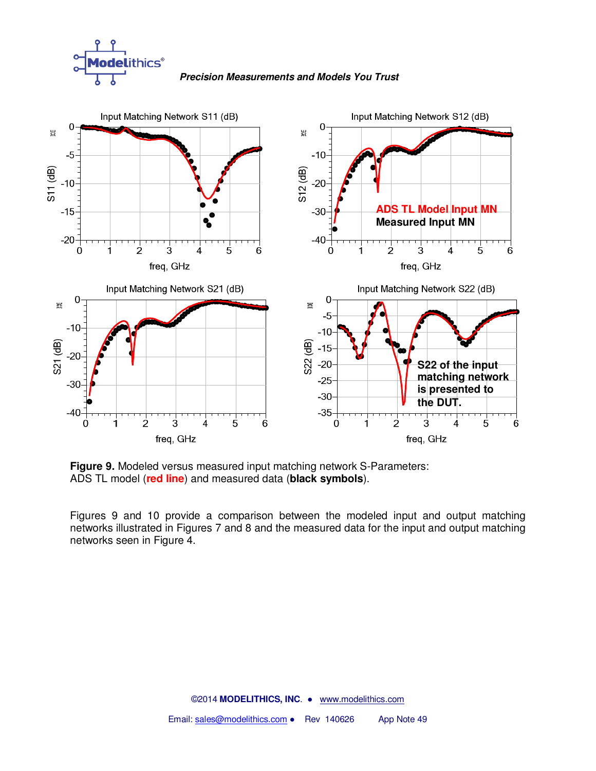**Figure 9.** Modeled versus measured input matching network S-Parameters:
ADS TL model (**red line**) and measured data (**black symbols**).

Figures 9 and 10 provide a comparison between the modeled input and output matching networks illustrated in Figures 7 and 8 and the measured data for the input and output matching networks seen in Figure 4.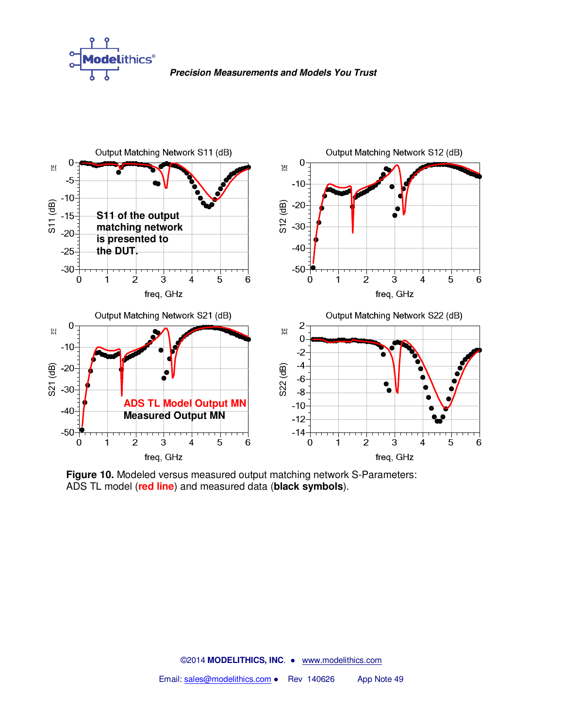Output Matching Network S11 (dB)

S11 of the output matching network is presented to the DUT.

Output Matching Network S12 (dB)

Output Matching Network S21 (dB)

ADS TL Model Output MN

Measured Output MN

Output Matching Network S22 (dB)

**Figure 10.** Modeled versus measured output matching network S-Parameters: ADS TL model (**red line**) and measured data (**black symbols**).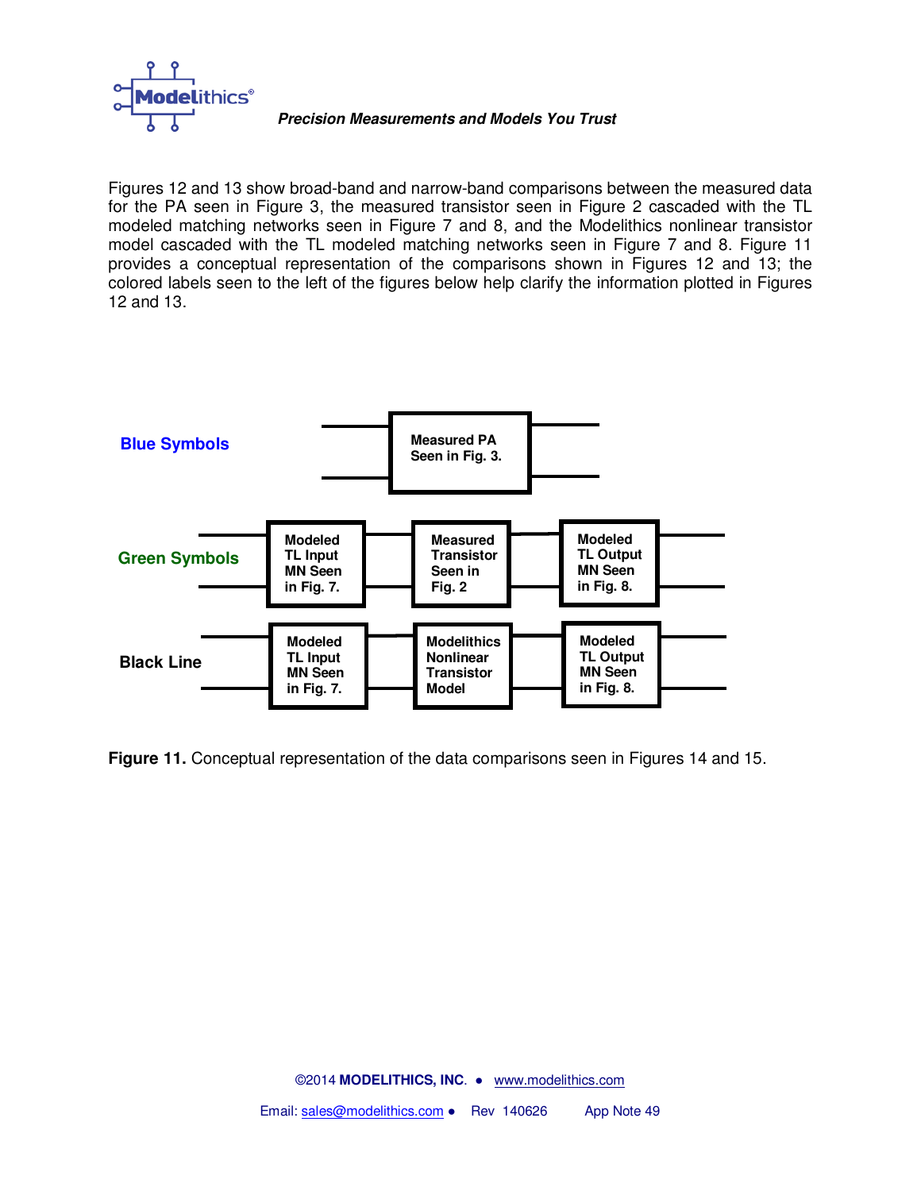Figures 12 and 13 show broad-band and narrow-band comparisons between the measured data for the PA seen in Figure 3, the measured transistor seen in Figure 2 cascaded with the TL modeled matching networks seen in Figure 7 and 8, and the Modelithics nonlinear transistor model cascaded with the TL modeled matching networks seen in Figure 7 and 8. Figure 11 provides a conceptual representation of the comparisons shown in Figures 12 and 13; the colored labels seen to the left of the figures below help clarify the information plotted in Figures 12 and 13.

**Blue Symbols** — Measured PA Seen in Fig. 3.

**Green Symbols** — Modeled TL Input MN Seen in Fig. 7. → Measured Transistor Seen in Fig. 2 → Modeled TL Output MN Seen in Fig. 8.

**Black Line** — Modeled TL Input MN Seen in Fig. 7. → Modelithics Nonlinear Transistor Model → Modeled TL Output MN Seen in Fig. 8.

**Figure 11.** Conceptual representation of the data comparisons seen in Figures 14 and 15.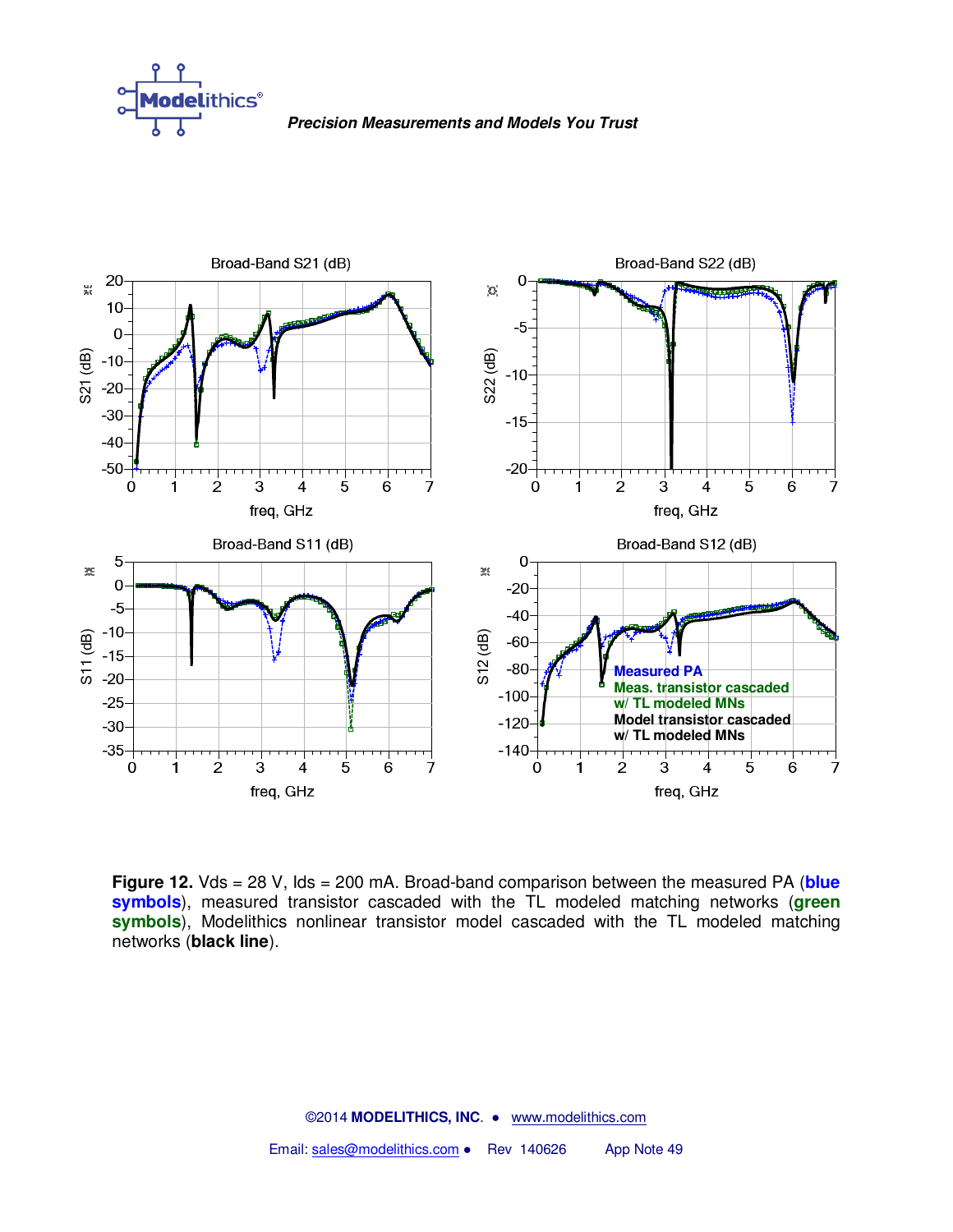**Figure 12.** Vds = 28 V, Ids = 200 mA. Broad-band comparison between the measured PA (**blue symbols**), measured transistor cascaded with the TL modeled matching networks (**green symbols**), Modelithics nonlinear transistor model cascaded with the TL modeled matching networks (**black line**).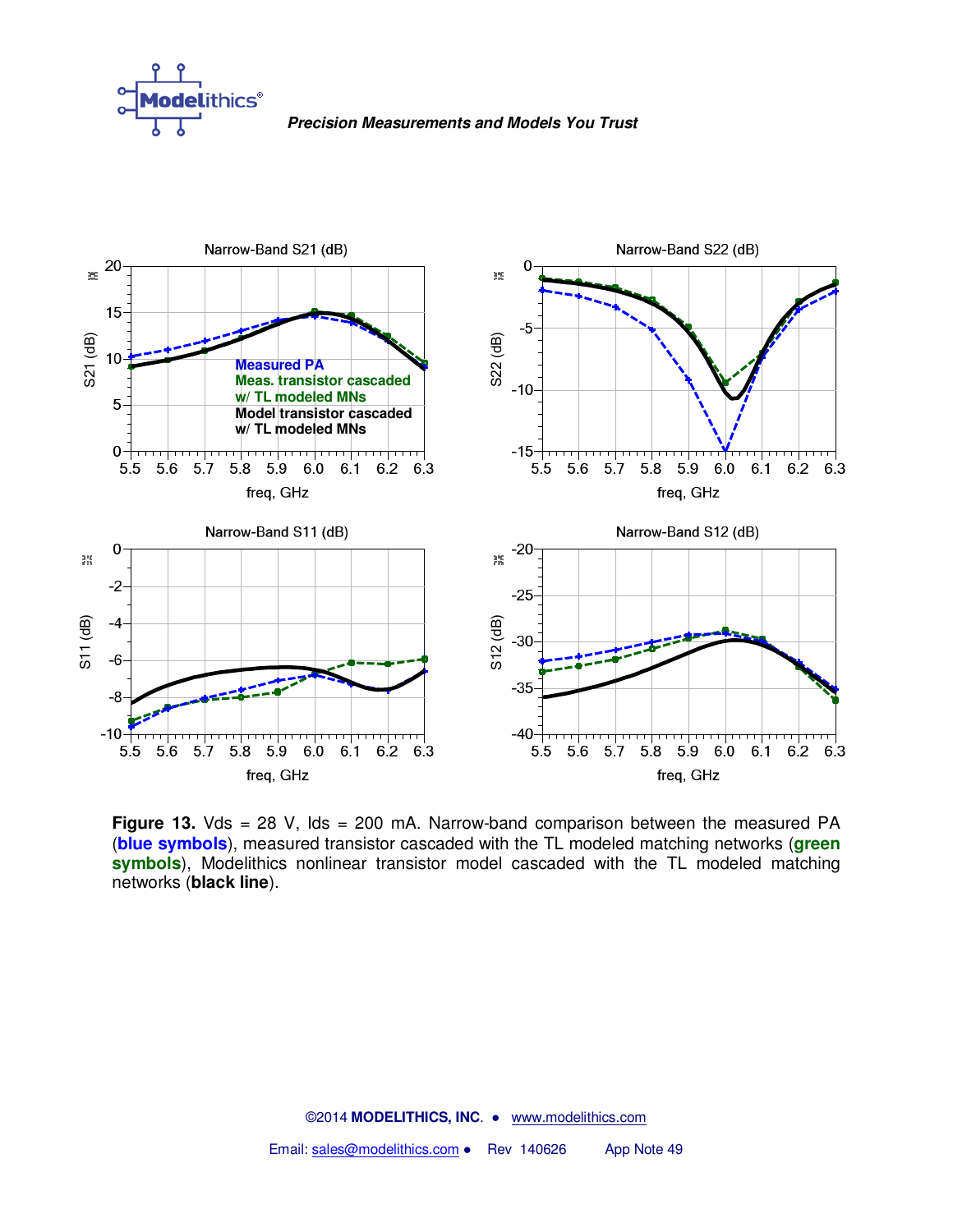**Figure 13.** Vds = 28 V, Ids = 200 mA. Narrow-band comparison between the measured PA (**blue symbols**), measured transistor cascaded with the TL modeled matching networks (**green symbols**), Modelithics nonlinear transistor model cascaded with the TL modeled matching networks (**black line**).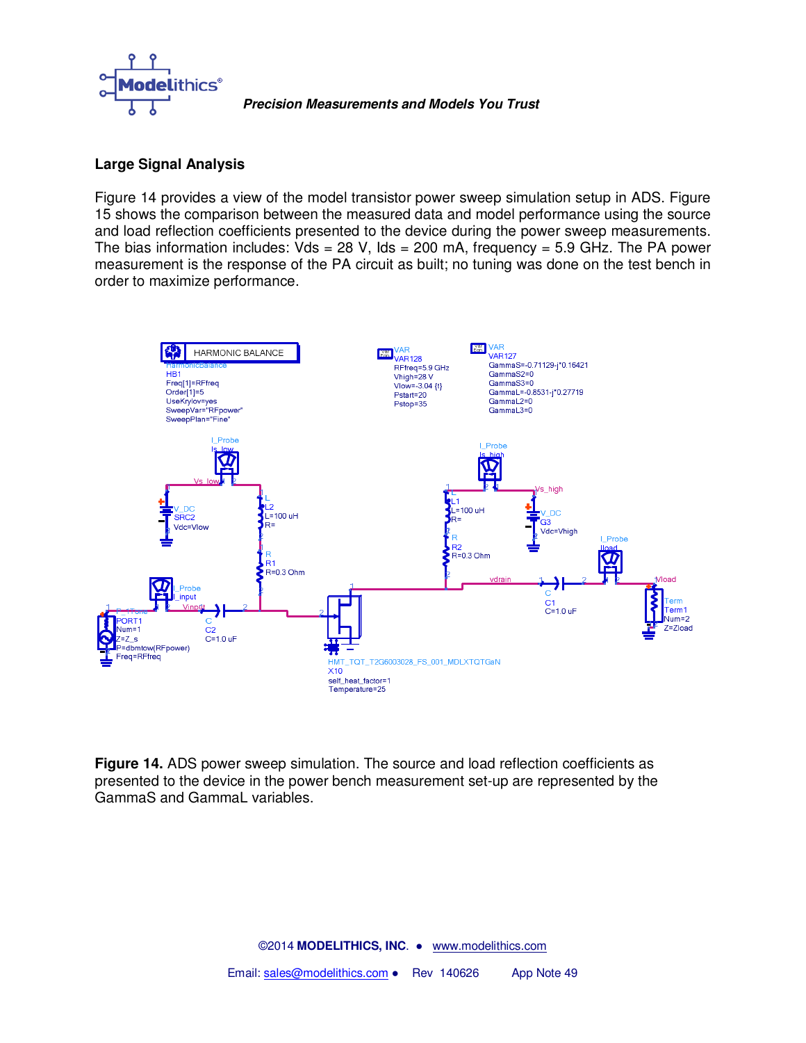## Large Signal Analysis

Figure 14 provides a view of the model transistor power sweep simulation setup in ADS. Figure 15 shows the comparison between the measured data and model performance using the source and load reflection coefficients presented to the device during the power sweep measurements. The bias information includes: Vds = 28 V, Ids = 200 mA, frequency = 5.9 GHz. The PA power measurement is the response of the PA circuit as built; no tuning was done on the test bench in order to maximize performance.

**Figure 14.** ADS power sweep simulation. The source and load reflection coefficients as presented to the device in the power bench measurement set-up are represented by the GammaS and GammaL variables.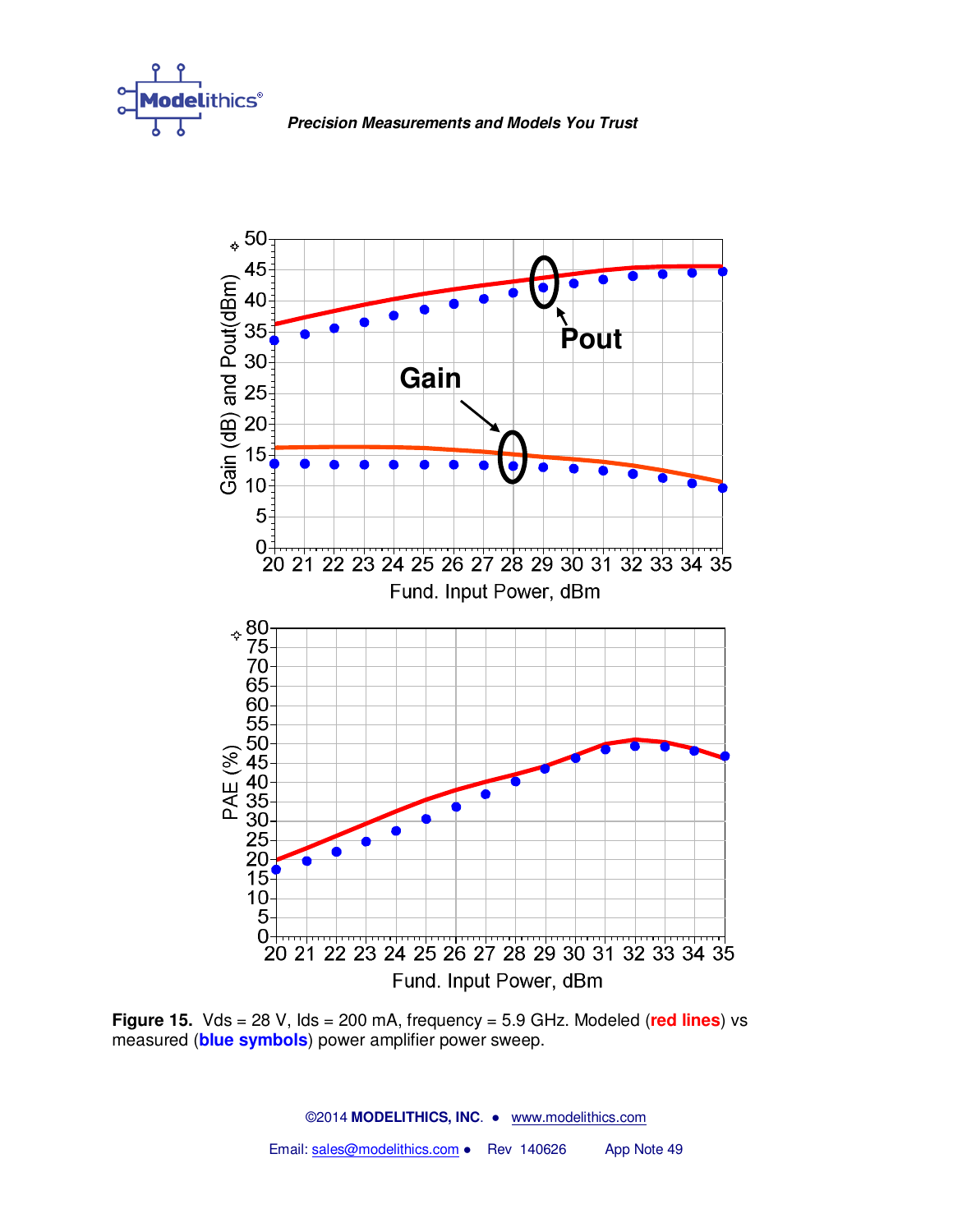**Figure 15.** Vds = 28 V, Ids = 200 mA, frequency = 5.9 GHz. Modeled (**red lines**) vs measured (**blue symbols**) power amplifier power sweep.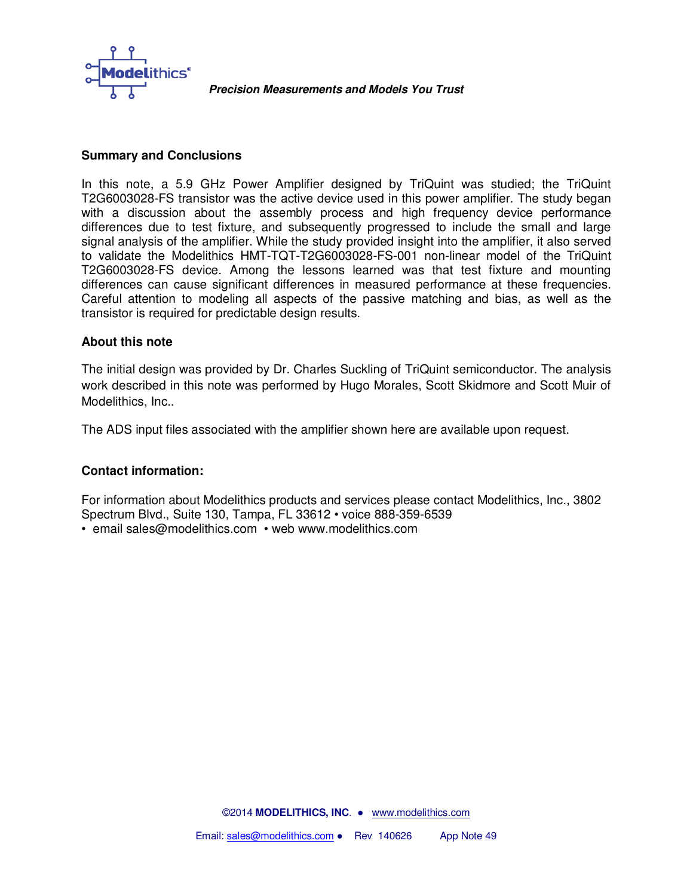### Summary and Conclusions

In this note, a 5.9 GHz Power Amplifier designed by TriQuint was studied; the TriQuint T2G6003028-FS transistor was the active device used in this power amplifier. The study began with a discussion about the assembly process and high frequency device performance differences due to test fixture, and subsequently progressed to include the small and large signal analysis of the amplifier. While the study provided insight into the amplifier, it also served to validate the Modelithics HMT-TQT-T2G6003028-FS-001 non-linear model of the TriQuint T2G6003028-FS device. Among the lessons learned was that test fixture and mounting differences can cause significant differences in measured performance at these frequencies. Careful attention to modeling all aspects of the passive matching and bias, as well as the transistor is required for predictable design results.

### About this note

The initial design was provided by Dr. Charles Suckling of TriQuint semiconductor. The analysis work described in this note was performed by Hugo Morales, Scott Skidmore and Scott Muir of Modelithics, Inc..

The ADS input files associated with the amplifier shown here are available upon request.

### Contact information:

For information about Modelithics products and services please contact Modelithics, Inc., 3802 Spectrum Blvd., Suite 130, Tampa, FL 33612 • voice 888-359-6539
• email sales@modelithics.com • web www.modelithics.com